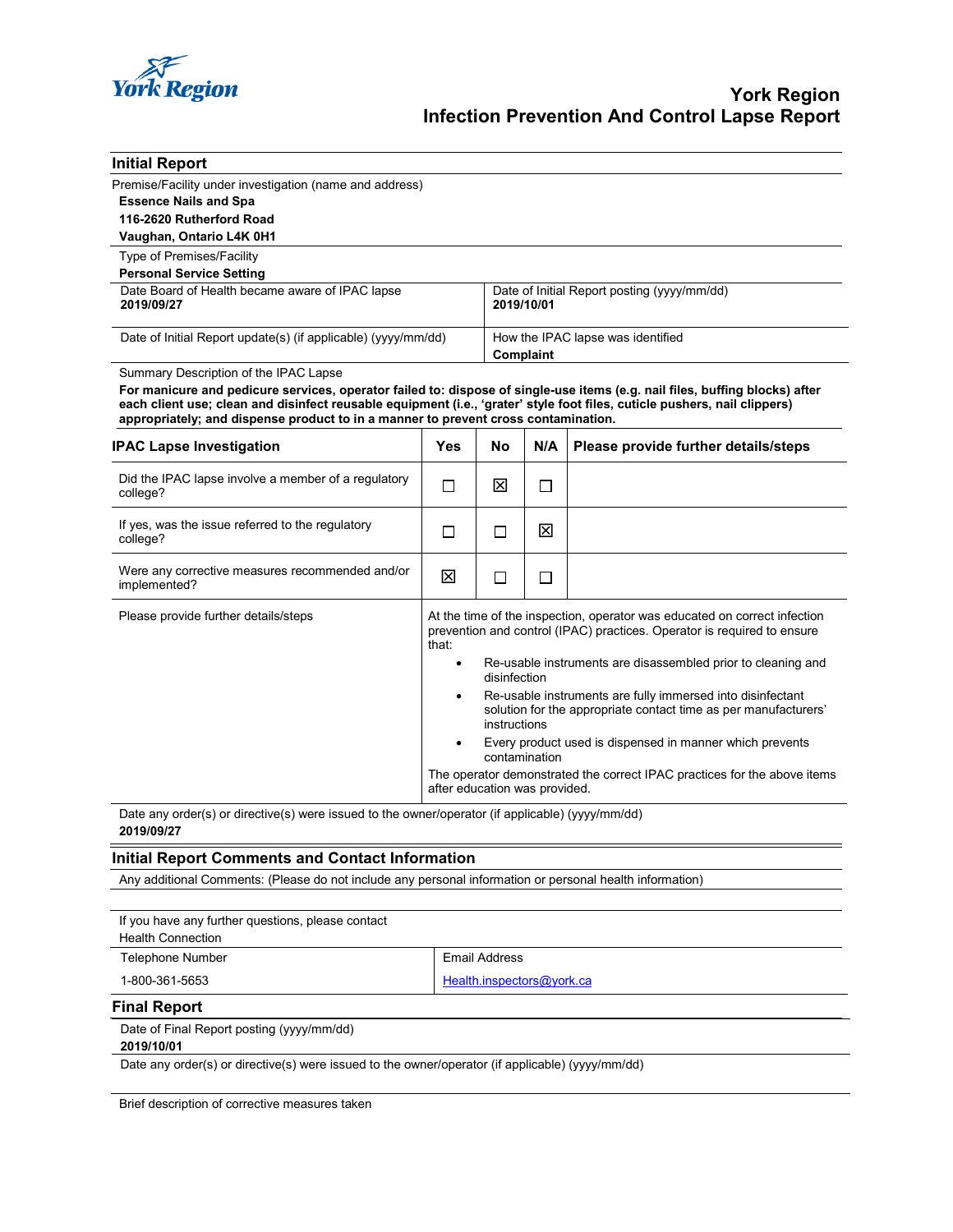# York Region
## Infection Prevention And Control Lapse Report

## Initial Report

Premise/Facility under investigation (name and address)

**Essence Nails and Spa**
**116-2620 Rutherford Road**
**Vaughan, Ontario L4K 0H1**

Type of Premises/Facility
**Personal Service Setting**

| Date Board of Health became aware of IPAC lapse | Date of Initial Report posting (yyyy/mm/dd) |
|---|---|
| **2019/09/27** | **2019/10/01** |
| Date of Initial Report update(s) (if applicable) (yyyy/mm/dd) | How the IPAC lapse was identified |
| | **Complaint** |

Summary Description of the IPAC Lapse

**For manicure and pedicure services, operator failed to: dispose of single-use items (e.g. nail files, buffing blocks) after each client use; clean and disinfect reusable equipment (i.e., 'grater' style foot files, cuticle pushers, nail clippers) appropriately; and dispense product to in a manner to prevent cross contamination.**

| IPAC Lapse Investigation | Yes | No | N/A | Please provide further details/steps |
|---|---|---|---|---|
| Did the IPAC lapse involve a member of a regulatory college? | ☐ | ☒ | ☐ | |
| If yes, was the issue referred to the regulatory college? | ☐ | ☐ | ☒ | |
| Were any corrective measures recommended and/or implemented? | ☒ | ☐ | ☐ | |

Please provide further details/steps

At the time of the inspection, operator was educated on correct infection prevention and control (IPAC) practices. Operator is required to ensure that:

- Re-usable instruments are disassembled prior to cleaning and disinfection
- Re-usable instruments are fully immersed into disinfectant solution for the appropriate contact time as per manufacturers' instructions
- Every product used is dispensed in manner which prevents contamination

The operator demonstrated the correct IPAC practices for the above items after education was provided.

Date any order(s) or directive(s) were issued to the owner/operator (if applicable) (yyyy/mm/dd)
**2019/09/27**

## Initial Report Comments and Contact Information

Any additional Comments: (Please do not include any personal information or personal health information)

If you have any further questions, please contact
Health Connection

| Telephone Number | Email Address |
|---|---|
| 1-800-361-5653 | Health.inspectors@york.ca |

## Final Report

Date of Final Report posting (yyyy/mm/dd)
**2019/10/01**

Date any order(s) or directive(s) were issued to the owner/operator (if applicable) (yyyy/mm/dd)

Brief description of corrective measures taken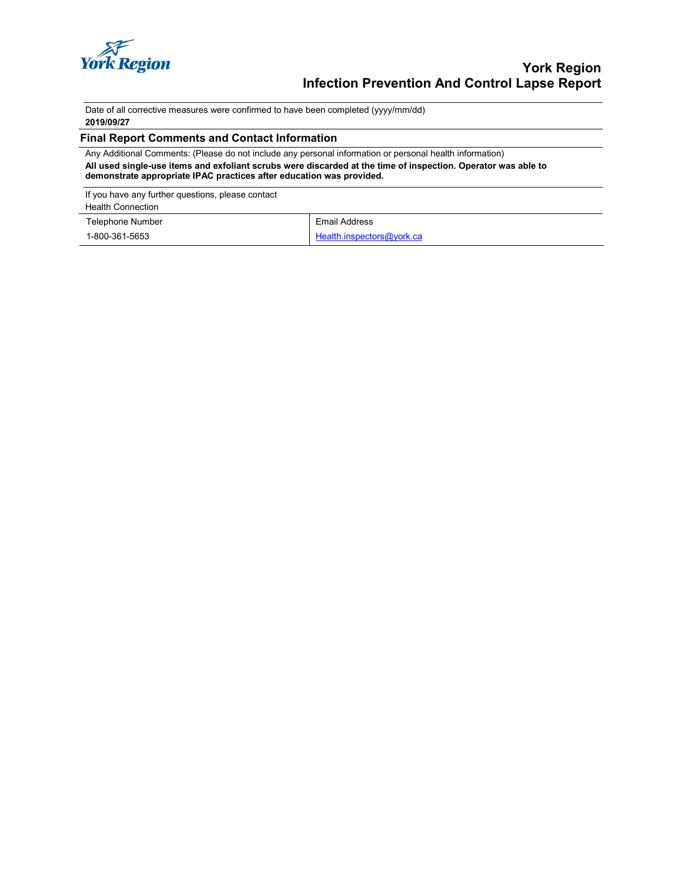Date of all corrective measures were confirmed to have been completed (yyyy/mm/dd)
**2019/09/27**

## Final Report Comments and Contact Information

Any Additional Comments: (Please do not include any personal information or personal health information)
**All used single-use items and exfoliant scrubs were discarded at the time of inspection. Operator was able to demonstrate appropriate IPAC practices after education was provided.**

If you have any further questions, please contact
Health Connection

| Telephone Number | Email Address |
|---|---|
| 1-800-361-5653 | Health.inspectors@york.ca |